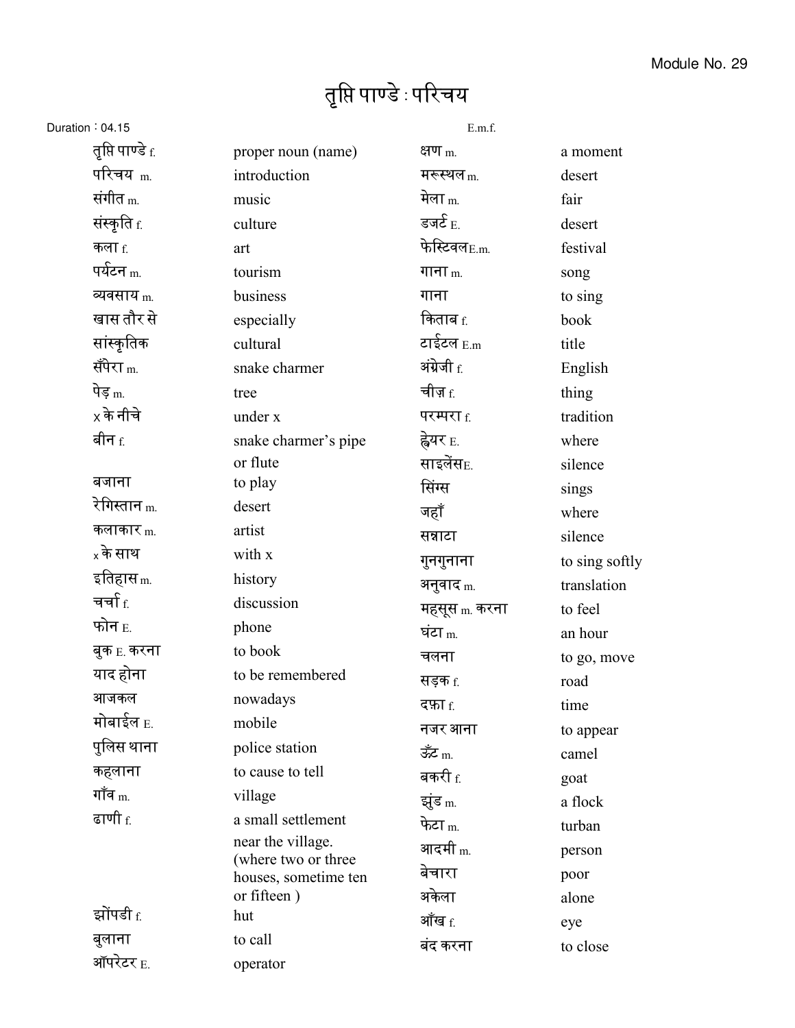Module No. 29

# तृप्ति पाण्डे : परिचय

Duration : 04.15

E.m.f.

| | | | |
|---|---|---|---|
| तृप्ति पाण्डे f. | proper noun (name) | क्षण m. | a moment |
| परिचय m. | introduction | मरूस्थल m. | desert |
| संगीत m. | music | मेला m. | fair |
| संस्कृति f. | culture | डजर्ट E. | desert |
| कला f. | art | फेस्टिवल E.m. | festival |
| पर्यटन m. | tourism | गाना m. | song |
| व्यवसाय m. | business | गाना | to sing |
| खास तौर से | especially | किताब f. | book |
| सांस्कृतिक | cultural | टाईटल E.m | title |
| सँपेरा m. | snake charmer | अंग्रेजी f. | English |
| पेड़ m. | tree | चीज़ f. | thing |
| x के नीचे | under x | परम्परा f. | tradition |
| बीन f. | snake charmer's pipe or flute | ह्वेयर E. | where |
| | | साइलेंस E. | silence |
| बजाना | to play | सिंग्स | sings |
| रेगिस्तान m. | desert | जहाँ | where |
| कलाकार m. | artist | सन्नाटा | silence |
| x के साथ | with x | गुनगुनाना | to sing softly |
| इतिहास m. | history | अनुवाद m. | translation |
| चर्चा f. | discussion | महसूस m. करना | to feel |
| फोन E. | phone | घंटा m. | an hour |
| बुक E. करना | to book | चलना | to go, move |
| याद होना | to be remembered | सड़क f. | road |
| आजकल | nowadays | दफ़ा f. | time |
| मोबाईल E. | mobile | नजर आना | to appear |
| पुलिस थाना | police station | ऊँट m. | camel |
| कहलाना | to cause to tell | बकरी f. | goat |
| गाँव m. | village | झुंड m. | a flock |
| ढाणी f. | a small settlement near the village. (where two or three houses, sometime ten or fifteen ) | फेटा m. | turban |
| | | आदमी m. | person |
| | | बेचारा | poor |
| | | अकेला | alone |
| झोंपडी f. | hut | आँख f. | eye |
| बुलाना | to call | बंद करना | to close |
| ऑपरेटर E. | operator | | |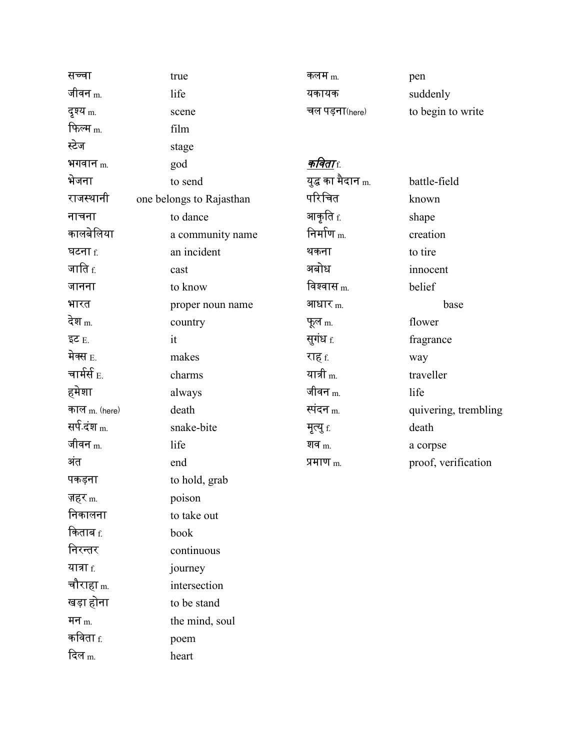| | |
|---|---|
| सच्चा | true |
| जीवन m. | life |
| दृश्य m. | scene |
| फिल्म m. | film |
| स्टेज | stage |
| भगवान m. | god |
| भेजना | to send |
| राजस्थानी | one belongs to Rajasthan |
| नाचना | to dance |
| कालबेलिया | a community name |
| घटना f. | an incident |
| जाति f. | cast |
| जानना | to know |
| भारत | proper noun name |
| देश m. | country |
| इट E. | it |
| मेक्स E. | makes |
| चार्मर्स E. | charms |
| हमेशा | always |
| काल m. (here) | death |
| सर्प-दंश m. | snake-bite |
| जीवन m. | life |
| अंत | end |
| पकड़ना | to hold, grab |
| ज़हर m. | poison |
| निकालना | to take out |
| किताब f. | book |
| निरन्तर | continuous |
| यात्रा f. | journey |
| चौराहा m. | intersection |
| खड़ा होना | to be stand |
| मन m. | the mind, soul |
| कविता f. | poem |
| दिल m. | heart |
| कलम m. | pen |
| यकायक | suddenly |
| चल पड़ना(here) | to begin to write |

***कविता*** f.

| | |
|---|---|
| युद्ध का मैदान m. | battle-field |
| परिचित | known |
| आकृति f. | shape |
| निर्माण m. | creation |
| थकना | to tire |
| अबोध | innocent |
| विश्वास m. | belief |
| आधार m. | base |
| फूल m. | flower |
| सुगंध f. | fragrance |
| राह f. | way |
| यात्री m. | traveller |
| जीवन m. | life |
| स्पंदन m. | quivering, trembling |
| मृत्यु f. | death |
| शव m. | a corpse |
| प्रमाण m. | proof, verification |